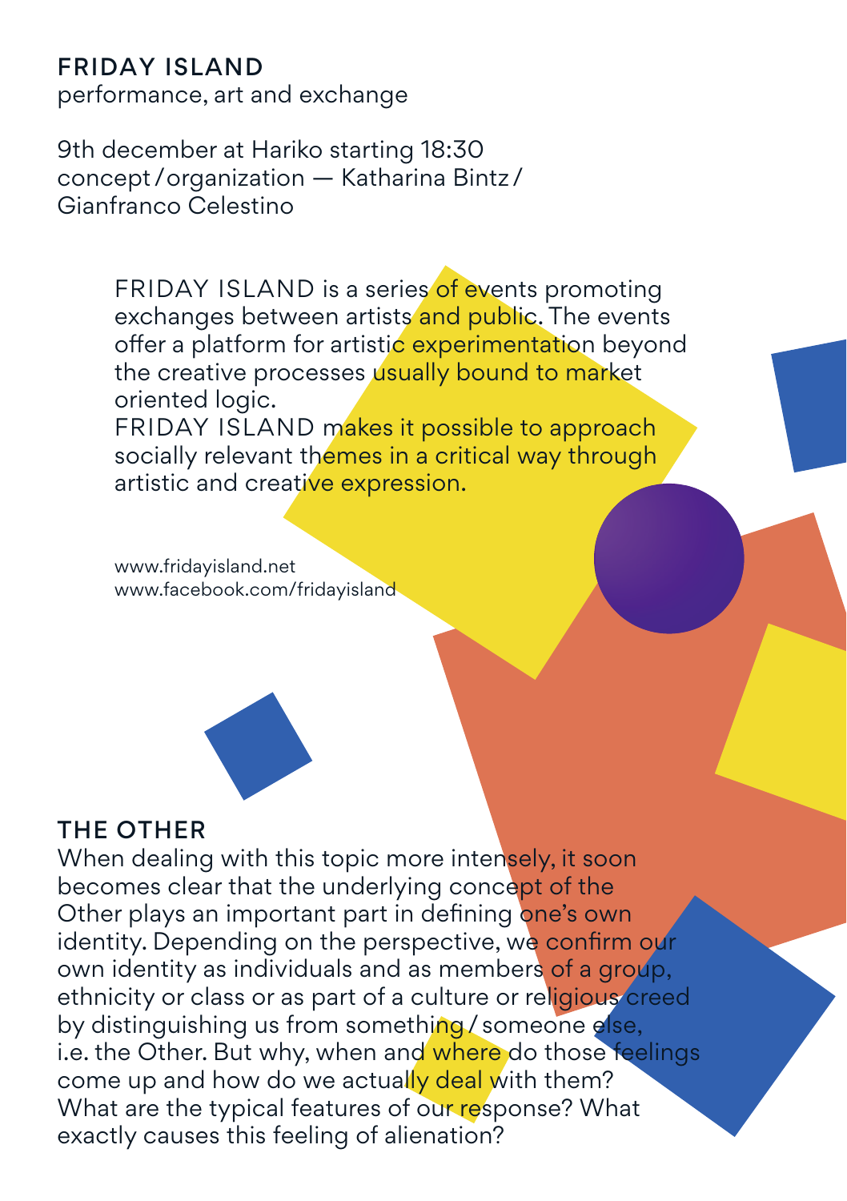# FRIDAY ISLAND

performance, art and exchange

9th december at Hariko starting 18:30
concept / organization — Katharina Bintz / Gianfranco Celestino

FRIDAY ISLAND is a series of events promoting exchanges between artists and public. The events offer a platform for artistic experimentation beyond the creative processes usually bound to market oriented logic.
FRIDAY ISLAND makes it possible to approach socially relevant themes in a critical way through artistic and creative expression.

www.fridayisland.net
www.facebook.com/fridayisland

## THE OTHER

When dealing with this topic more intensely, it soon becomes clear that the underlying concept of the Other plays an important part in defining one's own identity. Depending on the perspective, we confirm our own identity as individuals and as members of a group, ethnicity or class or as part of a culture or religious creed by distinguishing us from something / someone else, i.e. the Other. But why, when and where do those feelings come up and how do we actually deal with them? What are the typical features of our response? What exactly causes this feeling of alienation?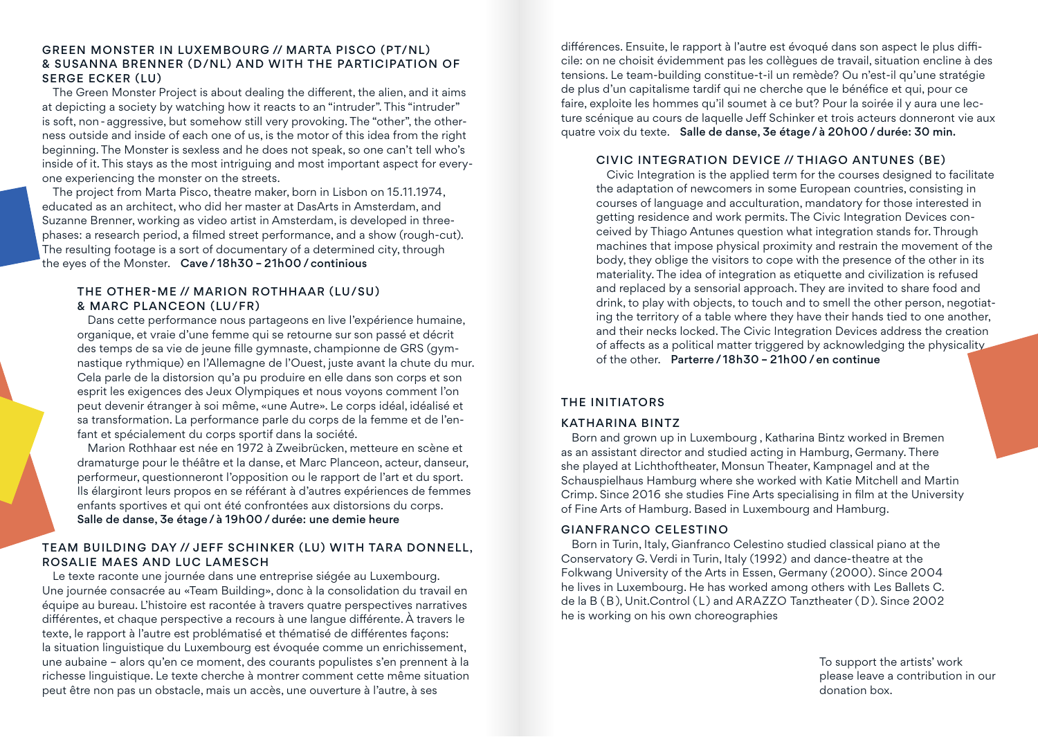## GREEN MONSTER IN LUXEMBOURG // MARTA PISCO (PT/NL) & SUSANNA BRENNER (D/NL) AND WITH THE PARTICIPATION OF SERGE ECKER (LU)

The Green Monster Project is about dealing the different, the alien, and it aims at depicting a society by watching how it reacts to an "intruder". This "intruder" is soft, non-aggressive, but somehow still very provoking. The "other", the otherness outside and inside of each one of us, is the motor of this idea from the right beginning. The Monster is sexless and he does not speak, so one can't tell who's inside of it. This stays as the most intriguing and most important aspect for everyone experiencing the monster on the streets.

The project from Marta Pisco, theatre maker, born in Lisbon on 15.11.1974, educated as an architect, who did her master at DasArts in Amsterdam, and Suzanne Brenner, working as video artist in Amsterdam, is developed in three-phases: a research period, a filmed street performance, and a show (rough-cut). The resulting footage is a sort of documentary of a determined city, through the eyes of the Monster. **Cave / 18h30 – 21h00 / continious**

### THE OTHER-ME // MARION ROTHHAAR (LU/SU) & MARC PLANCEON (LU/FR)

Dans cette performance nous partageons en live l'expérience humaine, organique, et vraie d'une femme qui se retourne sur son passé et décrit des temps de sa vie de jeune fille gymnaste, championne de GRS (gymnastique rythmique) en l'Allemagne de l'Ouest, juste avant la chute du mur. Cela parle de la distorsion qu'a pu produire en elle dans son corps et son esprit les exigences des Jeux Olympiques et nous voyons comment l'on peut devenir étranger à soi même, «une Autre». Le corps idéal, idéalisé et sa transformation. La performance parle du corps de la femme et de l'enfant et spécialement du corps sportif dans la société.

Marion Rothhaar est née en 1972 à Zweibrücken, metteure en scène et dramaturge pour le théâtre et la danse, et Marc Planceon, acteur, danseur, performeur, questionneront l'opposition ou le rapport de l'art et du sport. Ils élargiront leurs propos en se référant à d'autres expériences de femmes enfants sportives et qui ont été confrontées aux distorsions du corps. **Salle de danse, 3e étage / à 19h00 / durée: une demie heure**

## TEAM BUILDING DAY // JEFF SCHINKER (LU) WITH TARA DONNELL, ROSALIE MAES AND LUC LAMESCH

Le texte raconte une journée dans une entreprise siégée au Luxembourg. Une journée consacrée au «Team Building», donc à la consolidation du travail en équipe au bureau. L'histoire est racontée à travers quatre perspectives narratives différentes, et chaque perspective a recours à une langue différente. À travers le texte, le rapport à l'autre est problématisé et thématisé de différentes façons: la situation linguistique du Luxembourg est évoquée comme un enrichissement, une aubaine – alors qu'en ce moment, des courants populistes s'en prennent à la richesse linguistique. Le texte cherche à montrer comment cette même situation peut être non pas un obstacle, mais un accès, une ouverture à l'autre, à ses différences. Ensuite, le rapport à l'autre est évoqué dans son aspect le plus difficile: on ne choisit évidemment pas les collègues de travail, situation encline à des tensions. Le team-building constitue-t-il un remède? Ou n'est-il qu'une stratégie de plus d'un capitalisme tardif qui ne cherche que le bénéfice et qui, pour ce faire, exploite les hommes qu'il soumet à ce but? Pour la soirée il y aura une lecture scénique au cours de laquelle Jeff Schinker et trois acteurs donneront vie aux quatre voix du texte. **Salle de danse, 3e étage / à 20h00 / durée: 30 min.**

### CIVIC INTEGRATION DEVICE // THIAGO ANTUNES (BE)

Civic Integration is the applied term for the courses designed to facilitate the adaptation of newcomers in some European countries, consisting in courses of language and acculturation, mandatory for those interested in getting residence and work permits. The Civic Integration Devices conceived by Thiago Antunes question what integration stands for. Through machines that impose physical proximity and restrain the movement of the body, they oblige the visitors to cope with the presence of the other in its materiality. The idea of integration as etiquette and civilization is refused and replaced by a sensorial approach. They are invited to share food and drink, to play with objects, to touch and to smell the other person, negotiating the territory of a table where they have their hands tied to one another, and their necks locked. The Civic Integration Devices address the creation of affects as a political matter triggered by acknowledging the physicality of the other. **Parterre / 18h30 – 21h00 / en continue**

## THE INITIATORS

### KATHARINA BINTZ

Born and grown up in Luxembourg , Katharina Bintz worked in Bremen as an assistant director and studied acting in Hamburg, Germany. There she played at Lichthoftheater, Monsun Theater, Kampnagel and at the Schauspielhaus Hamburg where she worked with Katie Mitchell and Martin Crimp. Since 2016 she studies Fine Arts specialising in film at the University of Fine Arts of Hamburg. Based in Luxembourg and Hamburg.

### GIANFRANCO CELESTINO

Born in Turin, Italy, Gianfranco Celestino studied classical piano at the Conservatory G. Verdi in Turin, Italy (1992) and dance-theatre at the Folkwang University of the Arts in Essen, Germany (2000). Since 2004 he lives in Luxembourg. He has worked among others with Les Ballets C. de la B (B), Unit.Control (L) and ARAZZO Tanztheater (D). Since 2002 he is working on his own choreographies

To support the artists' work please leave a contribution in our donation box.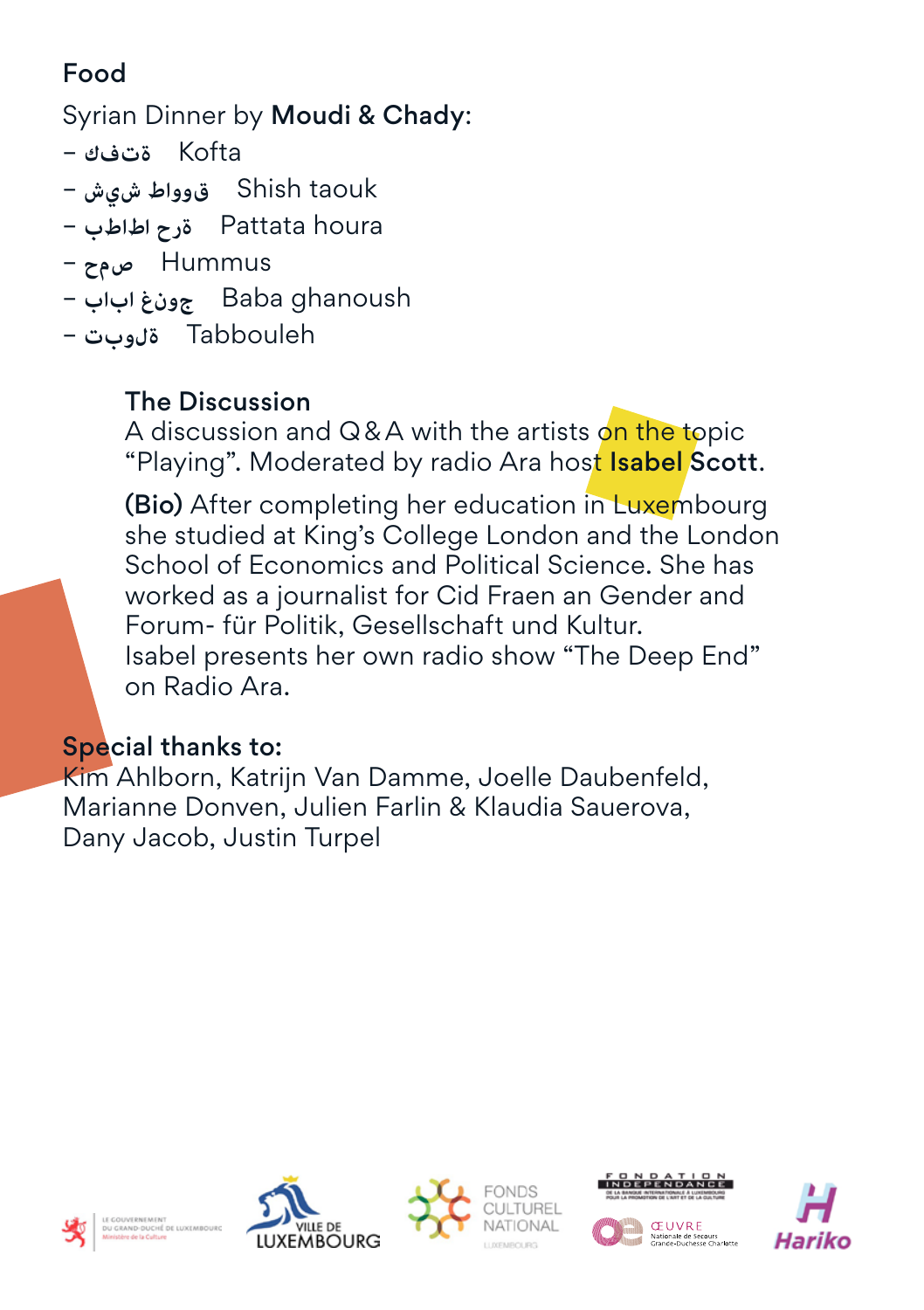## Food

Syrian Dinner by **Moudi & Chady**:

- كفتة Kofta
- شيش طاووق Shish taouk
- بطاطا حرة Pattata houra
- حمص Hummus
- بابا غنوج Baba ghanoush
- تبولة Tabbouleh

### The Discussion

A discussion and Q&A with the artists on the topic “Playing”. Moderated by radio Ara host **Isabel Scott**.

**(Bio)** After completing her education in Luxembourg she studied at King’s College London and the London School of Economics and Political Science. She has worked as a journalist for Cid Fraen an Gender and Forum- für Politik, Gesellschaft und Kultur.
Isabel presents her own radio show “The Deep End” on Radio Ara.

**Special thanks to:**
Kim Ahlborn, Katrijn Van Damme, Joelle Daubenfeld, Marianne Donven, Julien Farlin & Klaudia Sauerova, Dany Jacob, Justin Turpel

Le Gouvernement du Grand-Duché de Luxembourg Ministère de la Culture

Ville de Luxembourg

Fonds Culturel National Luxembourg

Fondation Indépendance

Œuvre Nationale de Secours Grande-Duchesse Charlotte

Hariko